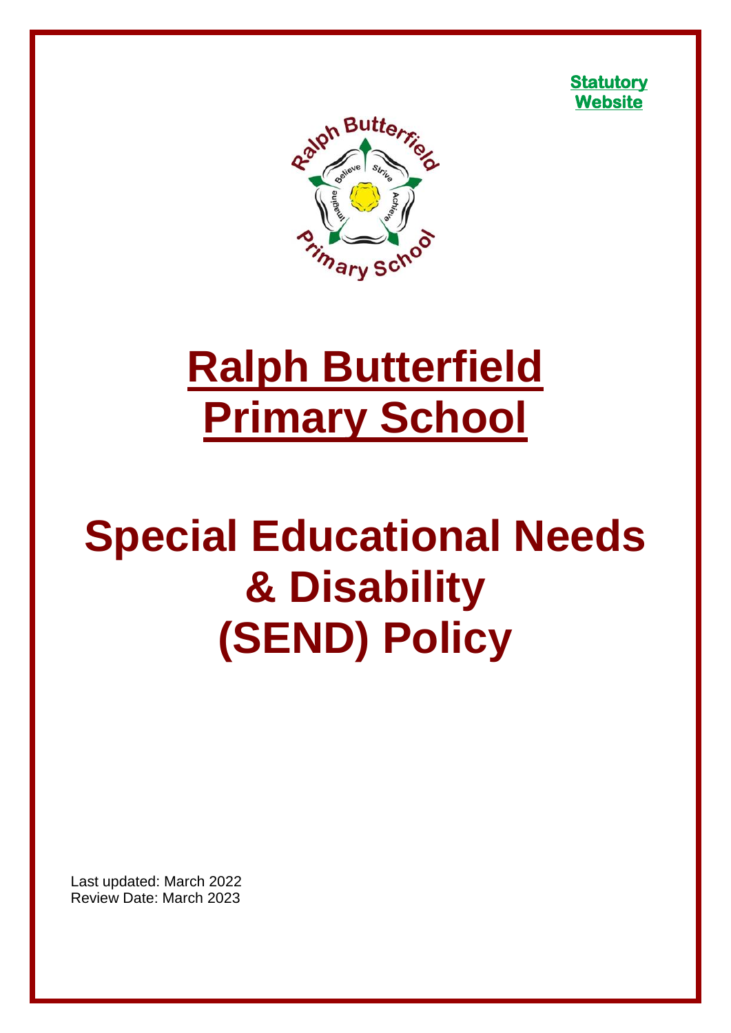**Statutory Website**

# Ralph Butterfield Primary School

# Special Educational Needs & Disability (SEND) Policy

Last updated: March 2022
Review Date: March 2023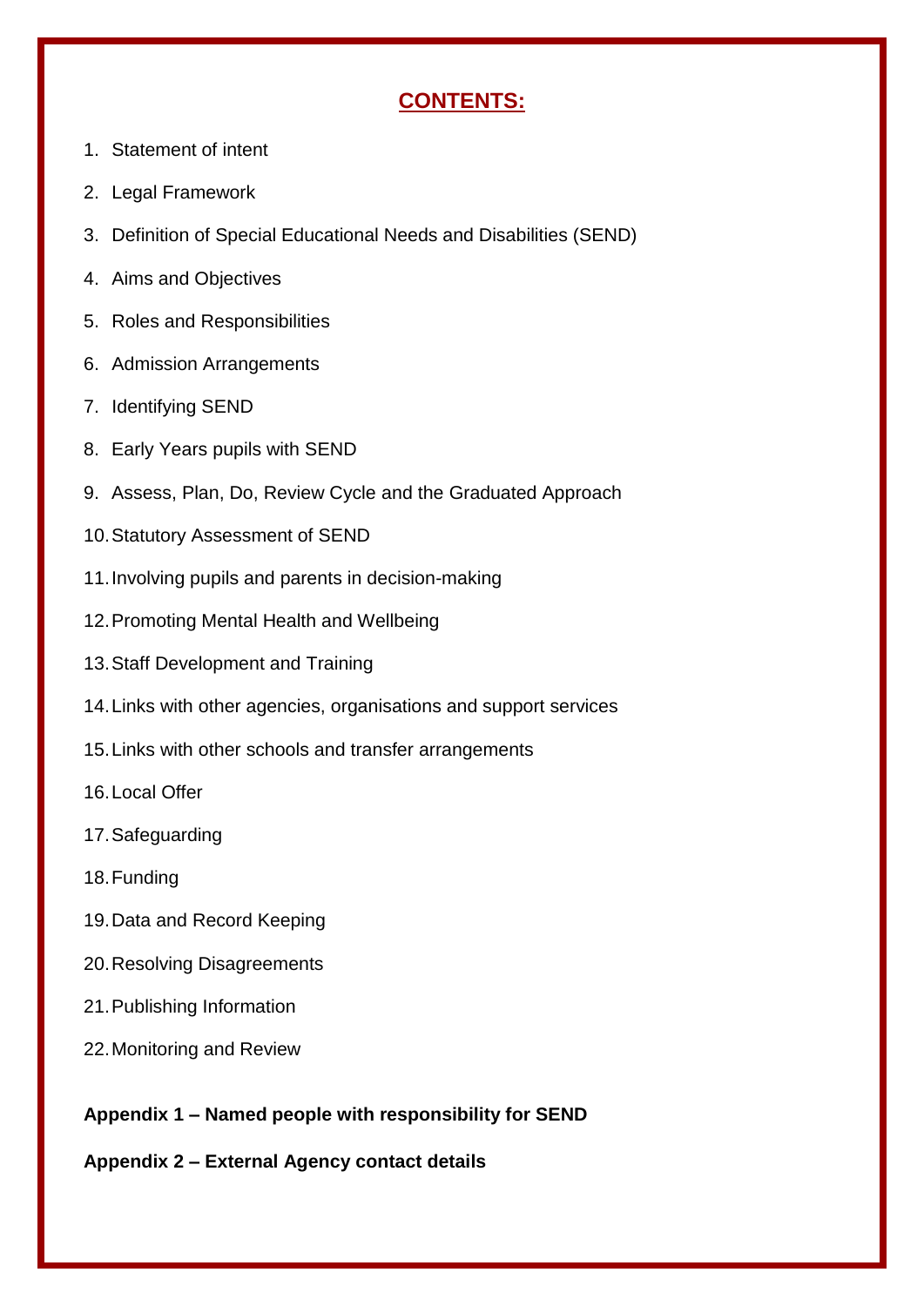## CONTENTS:

1. Statement of intent
2. Legal Framework
3. Definition of Special Educational Needs and Disabilities (SEND)
4. Aims and Objectives
5. Roles and Responsibilities
6. Admission Arrangements
7. Identifying SEND
8. Early Years pupils with SEND
9. Assess, Plan, Do, Review Cycle and the Graduated Approach
10. Statutory Assessment of SEND
11. Involving pupils and parents in decision-making
12. Promoting Mental Health and Wellbeing
13. Staff Development and Training
14. Links with other agencies, organisations and support services
15. Links with other schools and transfer arrangements
16. Local Offer
17. Safeguarding
18. Funding
19. Data and Record Keeping
20. Resolving Disagreements
21. Publishing Information
22. Monitoring and Review

**Appendix 1 – Named people with responsibility for SEND**

**Appendix 2 – External Agency contact details**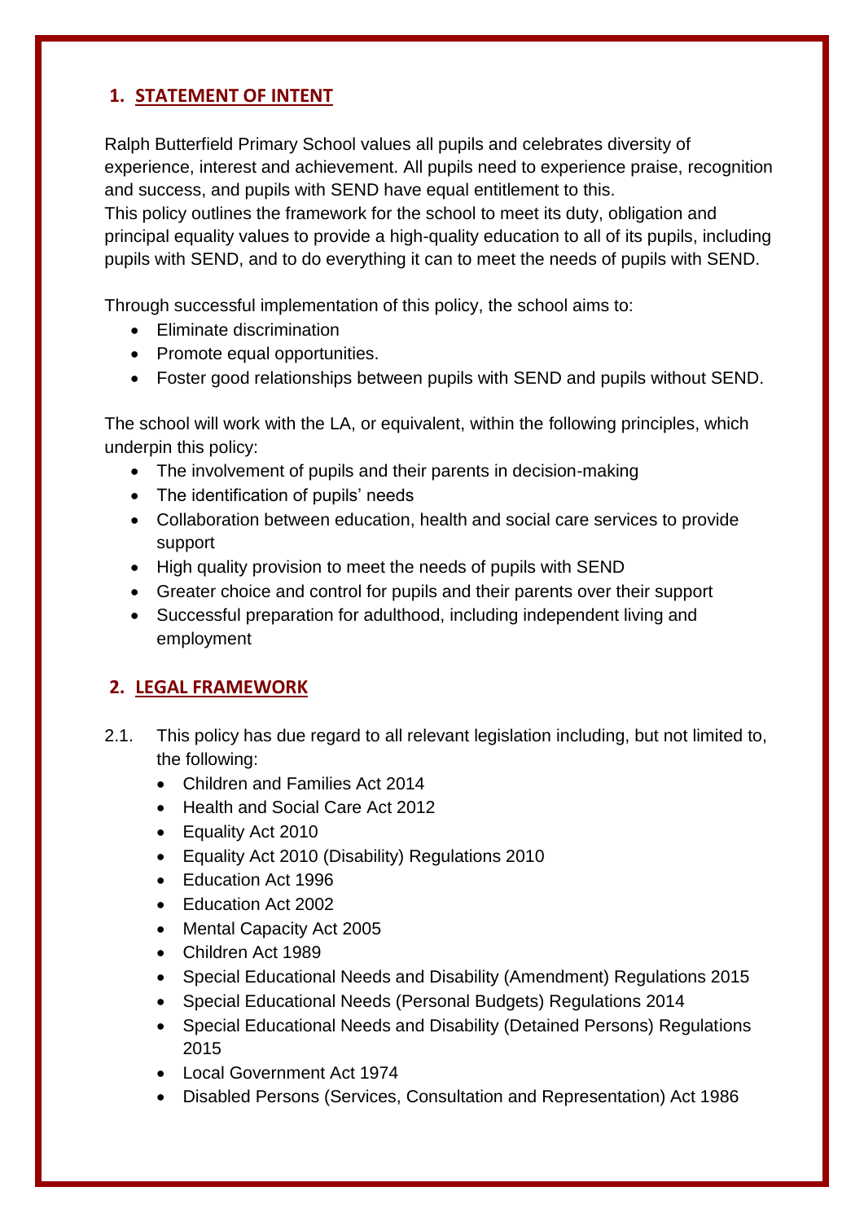## 1. STATEMENT OF INTENT

Ralph Butterfield Primary School values all pupils and celebrates diversity of experience, interest and achievement. All pupils need to experience praise, recognition and success, and pupils with SEND have equal entitlement to this.
This policy outlines the framework for the school to meet its duty, obligation and principal equality values to provide a high-quality education to all of its pupils, including pupils with SEND, and to do everything it can to meet the needs of pupils with SEND.

Through successful implementation of this policy, the school aims to:

- Eliminate discrimination
- Promote equal opportunities.
- Foster good relationships between pupils with SEND and pupils without SEND.

The school will work with the LA, or equivalent, within the following principles, which underpin this policy:

- The involvement of pupils and their parents in decision-making
- The identification of pupils' needs
- Collaboration between education, health and social care services to provide support
- High quality provision to meet the needs of pupils with SEND
- Greater choice and control for pupils and their parents over their support
- Successful preparation for adulthood, including independent living and employment

## 2. LEGAL FRAMEWORK

2.1. This policy has due regard to all relevant legislation including, but not limited to, the following:

- Children and Families Act 2014
- Health and Social Care Act 2012
- Equality Act 2010
- Equality Act 2010 (Disability) Regulations 2010
- Education Act 1996
- Education Act 2002
- Mental Capacity Act 2005
- Children Act 1989
- Special Educational Needs and Disability (Amendment) Regulations 2015
- Special Educational Needs (Personal Budgets) Regulations 2014
- Special Educational Needs and Disability (Detained Persons) Regulations 2015
- Local Government Act 1974
- Disabled Persons (Services, Consultation and Representation) Act 1986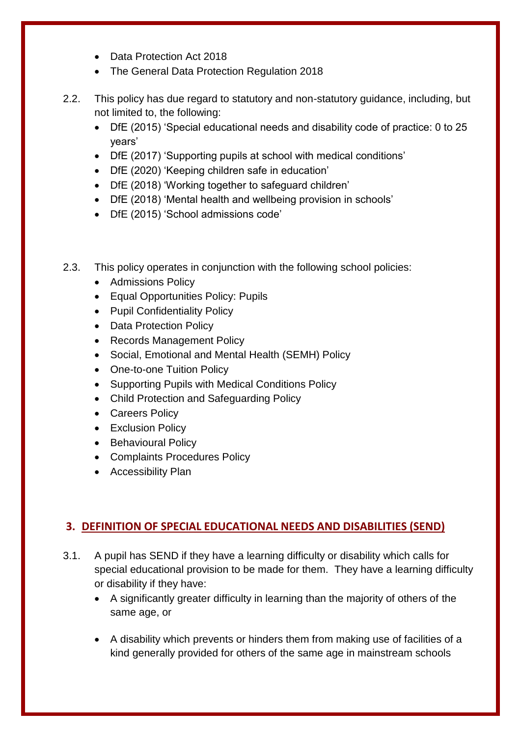- Data Protection Act 2018
- The General Data Protection Regulation 2018

2.2. This policy has due regard to statutory and non-statutory guidance, including, but not limited to, the following:

- DfE (2015) 'Special educational needs and disability code of practice: 0 to 25 years'
- DfE (2017) 'Supporting pupils at school with medical conditions'
- DfE (2020) 'Keeping children safe in education'
- DfE (2018) 'Working together to safeguard children'
- DfE (2018) 'Mental health and wellbeing provision in schools'
- DfE (2015) 'School admissions code'

2.3. This policy operates in conjunction with the following school policies:

- Admissions Policy
- Equal Opportunities Policy: Pupils
- Pupil Confidentiality Policy
- Data Protection Policy
- Records Management Policy
- Social, Emotional and Mental Health (SEMH) Policy
- One-to-one Tuition Policy
- Supporting Pupils with Medical Conditions Policy
- Child Protection and Safeguarding Policy
- Careers Policy
- Exclusion Policy
- Behavioural Policy
- Complaints Procedures Policy
- Accessibility Plan

## 3. DEFINITION OF SPECIAL EDUCATIONAL NEEDS AND DISABILITIES (SEND)

3.1. A pupil has SEND if they have a learning difficulty or disability which calls for special educational provision to be made for them. They have a learning difficulty or disability if they have:

- A significantly greater difficulty in learning than the majority of others of the same age, or
- A disability which prevents or hinders them from making use of facilities of a kind generally provided for others of the same age in mainstream schools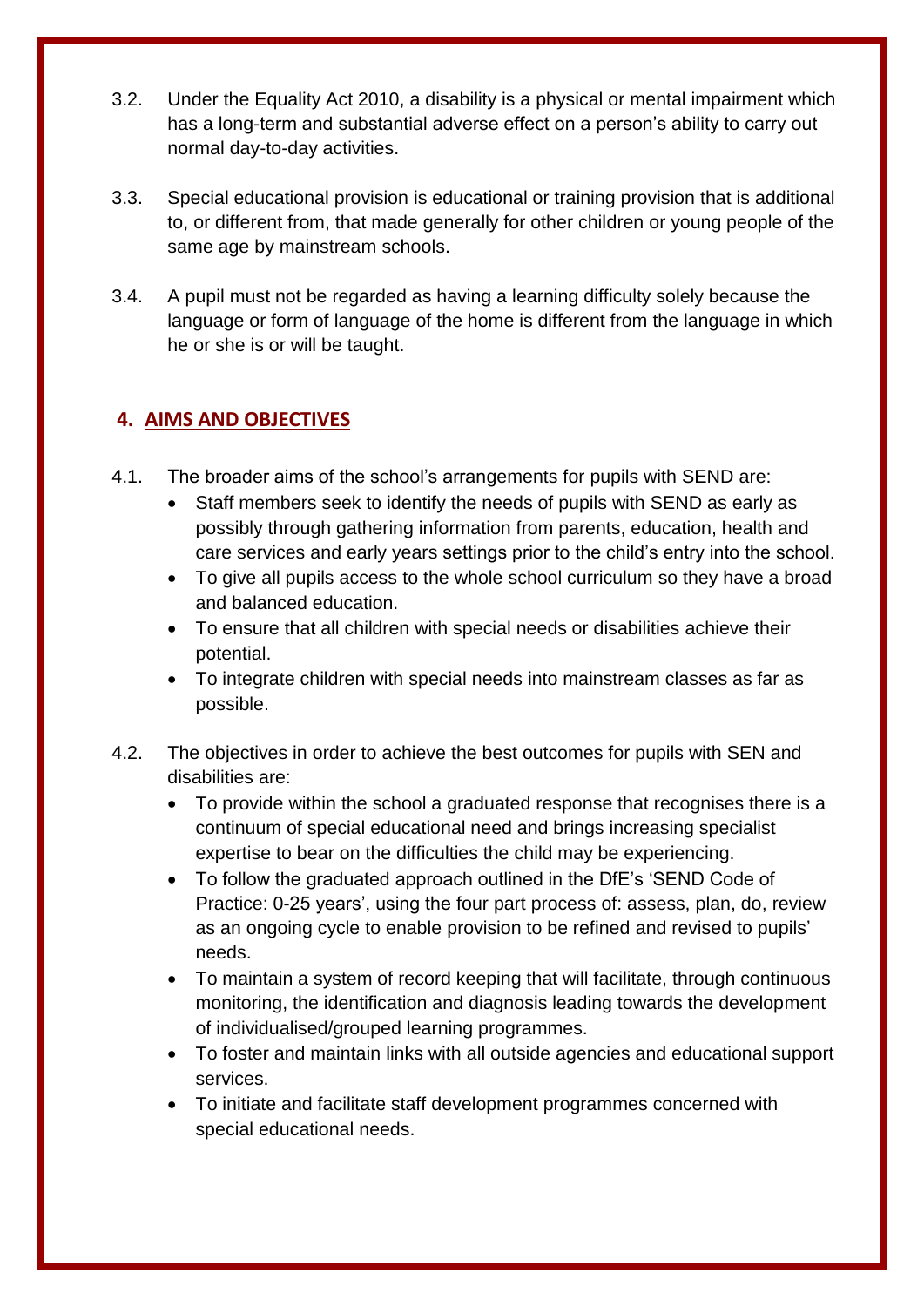3.2. Under the Equality Act 2010, a disability is a physical or mental impairment which has a long-term and substantial adverse effect on a person's ability to carry out normal day-to-day activities.

3.3. Special educational provision is educational or training provision that is additional to, or different from, that made generally for other children or young people of the same age by mainstream schools.

3.4. A pupil must not be regarded as having a learning difficulty solely because the language or form of language of the home is different from the language in which he or she is or will be taught.

## 4. AIMS AND OBJECTIVES

4.1. The broader aims of the school's arrangements for pupils with SEND are:

- Staff members seek to identify the needs of pupils with SEND as early as possibly through gathering information from parents, education, health and care services and early years settings prior to the child's entry into the school.
- To give all pupils access to the whole school curriculum so they have a broad and balanced education.
- To ensure that all children with special needs or disabilities achieve their potential.
- To integrate children with special needs into mainstream classes as far as possible.

4.2. The objectives in order to achieve the best outcomes for pupils with SEN and disabilities are:

- To provide within the school a graduated response that recognises there is a continuum of special educational need and brings increasing specialist expertise to bear on the difficulties the child may be experiencing.
- To follow the graduated approach outlined in the DfE's 'SEND Code of Practice: 0-25 years', using the four part process of: assess, plan, do, review as an ongoing cycle to enable provision to be refined and revised to pupils' needs.
- To maintain a system of record keeping that will facilitate, through continuous monitoring, the identification and diagnosis leading towards the development of individualised/grouped learning programmes.
- To foster and maintain links with all outside agencies and educational support services.
- To initiate and facilitate staff development programmes concerned with special educational needs.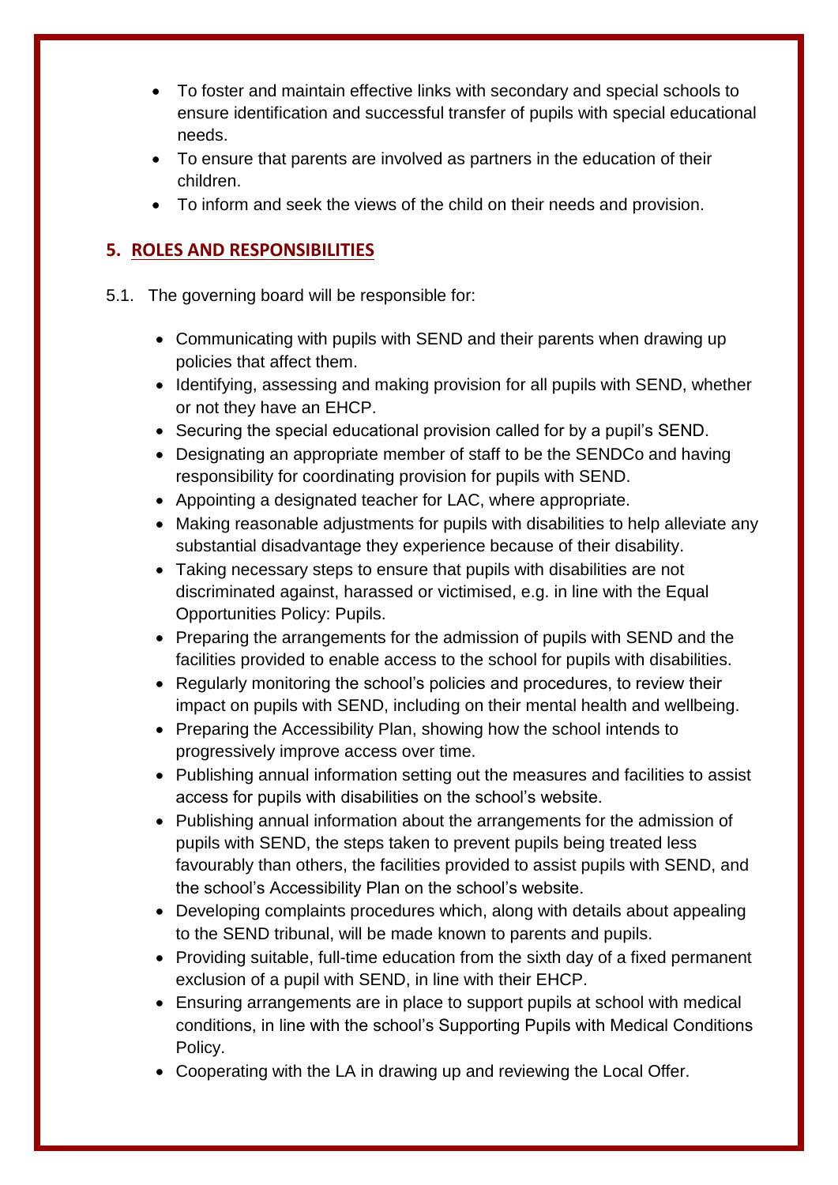- To foster and maintain effective links with secondary and special schools to ensure identification and successful transfer of pupils with special educational needs.
- To ensure that parents are involved as partners in the education of their children.
- To inform and seek the views of the child on their needs and provision.

## 5. ROLES AND RESPONSIBILITIES

5.1. The governing board will be responsible for:

- Communicating with pupils with SEND and their parents when drawing up policies that affect them.
- Identifying, assessing and making provision for all pupils with SEND, whether or not they have an EHCP.
- Securing the special educational provision called for by a pupil's SEND.
- Designating an appropriate member of staff to be the SENDCo and having responsibility for coordinating provision for pupils with SEND.
- Appointing a designated teacher for LAC, where appropriate.
- Making reasonable adjustments for pupils with disabilities to help alleviate any substantial disadvantage they experience because of their disability.
- Taking necessary steps to ensure that pupils with disabilities are not discriminated against, harassed or victimised, e.g. in line with the Equal Opportunities Policy: Pupils.
- Preparing the arrangements for the admission of pupils with SEND and the facilities provided to enable access to the school for pupils with disabilities.
- Regularly monitoring the school's policies and procedures, to review their impact on pupils with SEND, including on their mental health and wellbeing.
- Preparing the Accessibility Plan, showing how the school intends to progressively improve access over time.
- Publishing annual information setting out the measures and facilities to assist access for pupils with disabilities on the school's website.
- Publishing annual information about the arrangements for the admission of pupils with SEND, the steps taken to prevent pupils being treated less favourably than others, the facilities provided to assist pupils with SEND, and the school's Accessibility Plan on the school's website.
- Developing complaints procedures which, along with details about appealing to the SEND tribunal, will be made known to parents and pupils.
- Providing suitable, full-time education from the sixth day of a fixed permanent exclusion of a pupil with SEND, in line with their EHCP.
- Ensuring arrangements are in place to support pupils at school with medical conditions, in line with the school's Supporting Pupils with Medical Conditions Policy.
- Cooperating with the LA in drawing up and reviewing the Local Offer.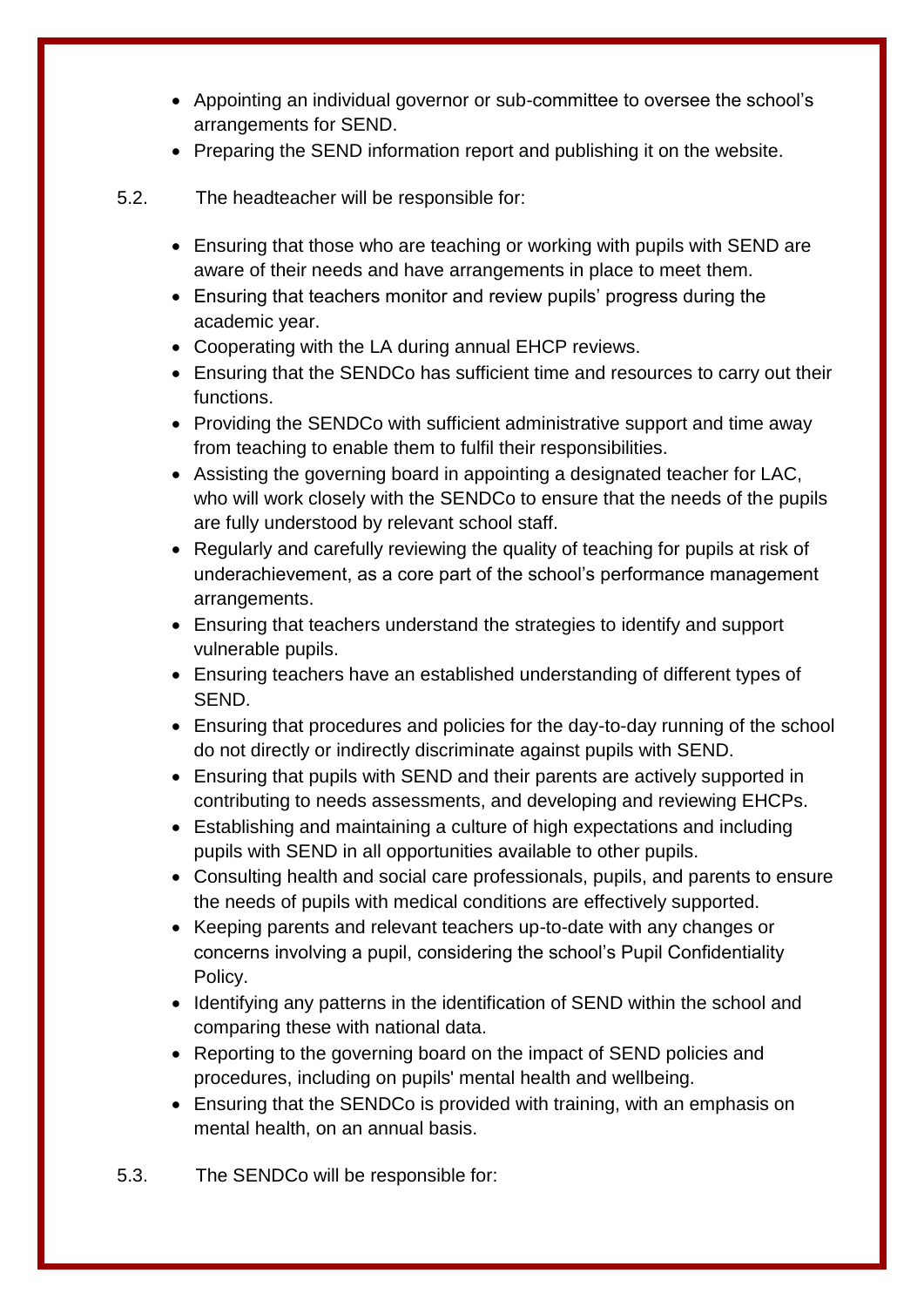- Appointing an individual governor or sub-committee to oversee the school's arrangements for SEND.
- Preparing the SEND information report and publishing it on the website.

5.2. The headteacher will be responsible for:

- Ensuring that those who are teaching or working with pupils with SEND are aware of their needs and have arrangements in place to meet them.
- Ensuring that teachers monitor and review pupils' progress during the academic year.
- Cooperating with the LA during annual EHCP reviews.
- Ensuring that the SENDCo has sufficient time and resources to carry out their functions.
- Providing the SENDCo with sufficient administrative support and time away from teaching to enable them to fulfil their responsibilities.
- Assisting the governing board in appointing a designated teacher for LAC, who will work closely with the SENDCo to ensure that the needs of the pupils are fully understood by relevant school staff.
- Regularly and carefully reviewing the quality of teaching for pupils at risk of underachievement, as a core part of the school's performance management arrangements.
- Ensuring that teachers understand the strategies to identify and support vulnerable pupils.
- Ensuring teachers have an established understanding of different types of SEND.
- Ensuring that procedures and policies for the day-to-day running of the school do not directly or indirectly discriminate against pupils with SEND.
- Ensuring that pupils with SEND and their parents are actively supported in contributing to needs assessments, and developing and reviewing EHCPs.
- Establishing and maintaining a culture of high expectations and including pupils with SEND in all opportunities available to other pupils.
- Consulting health and social care professionals, pupils, and parents to ensure the needs of pupils with medical conditions are effectively supported.
- Keeping parents and relevant teachers up-to-date with any changes or concerns involving a pupil, considering the school's Pupil Confidentiality Policy.
- Identifying any patterns in the identification of SEND within the school and comparing these with national data.
- Reporting to the governing board on the impact of SEND policies and procedures, including on pupils' mental health and wellbeing.
- Ensuring that the SENDCo is provided with training, with an emphasis on mental health, on an annual basis.

5.3. The SENDCo will be responsible for: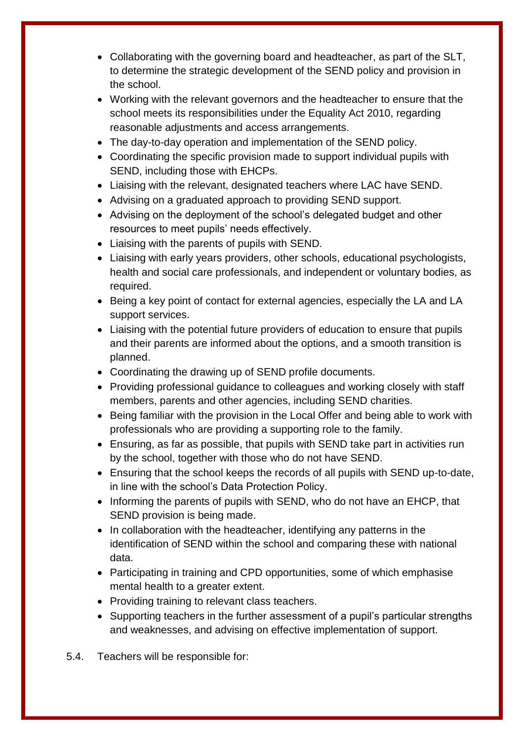- Collaborating with the governing board and headteacher, as part of the SLT, to determine the strategic development of the SEND policy and provision in the school.
- Working with the relevant governors and the headteacher to ensure that the school meets its responsibilities under the Equality Act 2010, regarding reasonable adjustments and access arrangements.
- The day-to-day operation and implementation of the SEND policy.
- Coordinating the specific provision made to support individual pupils with SEND, including those with EHCPs.
- Liaising with the relevant, designated teachers where LAC have SEND.
- Advising on a graduated approach to providing SEND support.
- Advising on the deployment of the school's delegated budget and other resources to meet pupils' needs effectively.
- Liaising with the parents of pupils with SEND.
- Liaising with early years providers, other schools, educational psychologists, health and social care professionals, and independent or voluntary bodies, as required.
- Being a key point of contact for external agencies, especially the LA and LA support services.
- Liaising with the potential future providers of education to ensure that pupils and their parents are informed about the options, and a smooth transition is planned.
- Coordinating the drawing up of SEND profile documents.
- Providing professional guidance to colleagues and working closely with staff members, parents and other agencies, including SEND charities.
- Being familiar with the provision in the Local Offer and being able to work with professionals who are providing a supporting role to the family.
- Ensuring, as far as possible, that pupils with SEND take part in activities run by the school, together with those who do not have SEND.
- Ensuring that the school keeps the records of all pupils with SEND up-to-date, in line with the school's Data Protection Policy.
- Informing the parents of pupils with SEND, who do not have an EHCP, that SEND provision is being made.
- In collaboration with the headteacher, identifying any patterns in the identification of SEND within the school and comparing these with national data.
- Participating in training and CPD opportunities, some of which emphasise mental health to a greater extent.
- Providing training to relevant class teachers.
- Supporting teachers in the further assessment of a pupil's particular strengths and weaknesses, and advising on effective implementation of support.

5.4. Teachers will be responsible for: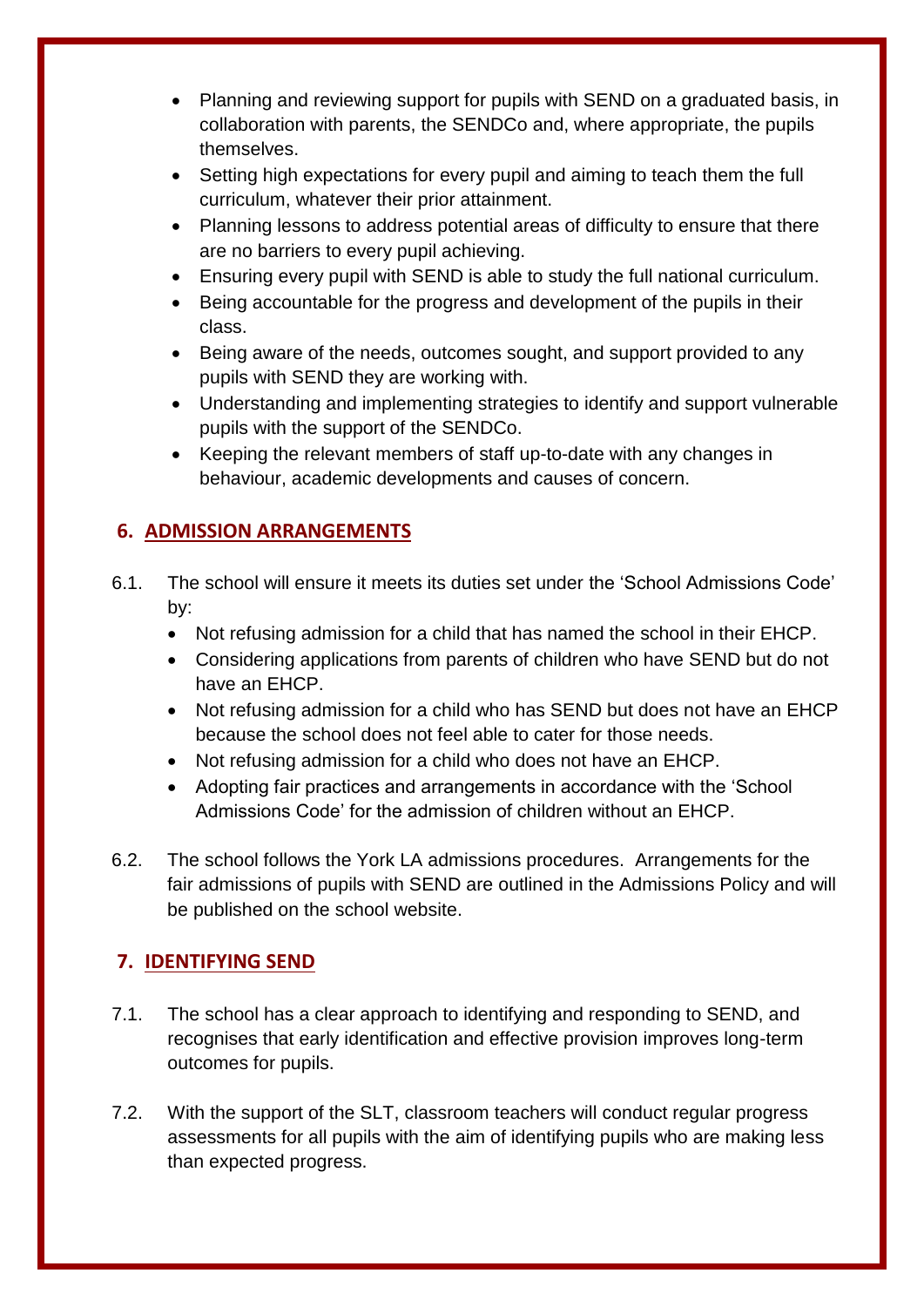- Planning and reviewing support for pupils with SEND on a graduated basis, in collaboration with parents, the SENDCo and, where appropriate, the pupils themselves.
- Setting high expectations for every pupil and aiming to teach them the full curriculum, whatever their prior attainment.
- Planning lessons to address potential areas of difficulty to ensure that there are no barriers to every pupil achieving.
- Ensuring every pupil with SEND is able to study the full national curriculum.
- Being accountable for the progress and development of the pupils in their class.
- Being aware of the needs, outcomes sought, and support provided to any pupils with SEND they are working with.
- Understanding and implementing strategies to identify and support vulnerable pupils with the support of the SENDCo.
- Keeping the relevant members of staff up-to-date with any changes in behaviour, academic developments and causes of concern.

## 6. ADMISSION ARRANGEMENTS

6.1. The school will ensure it meets its duties set under the 'School Admissions Code' by:

- Not refusing admission for a child that has named the school in their EHCP.
- Considering applications from parents of children who have SEND but do not have an EHCP.
- Not refusing admission for a child who has SEND but does not have an EHCP because the school does not feel able to cater for those needs.
- Not refusing admission for a child who does not have an EHCP.
- Adopting fair practices and arrangements in accordance with the 'School Admissions Code' for the admission of children without an EHCP.

6.2. The school follows the York LA admissions procedures. Arrangements for the fair admissions of pupils with SEND are outlined in the Admissions Policy and will be published on the school website.

## 7. IDENTIFYING SEND

7.1. The school has a clear approach to identifying and responding to SEND, and recognises that early identification and effective provision improves long-term outcomes for pupils.

7.2. With the support of the SLT, classroom teachers will conduct regular progress assessments for all pupils with the aim of identifying pupils who are making less than expected progress.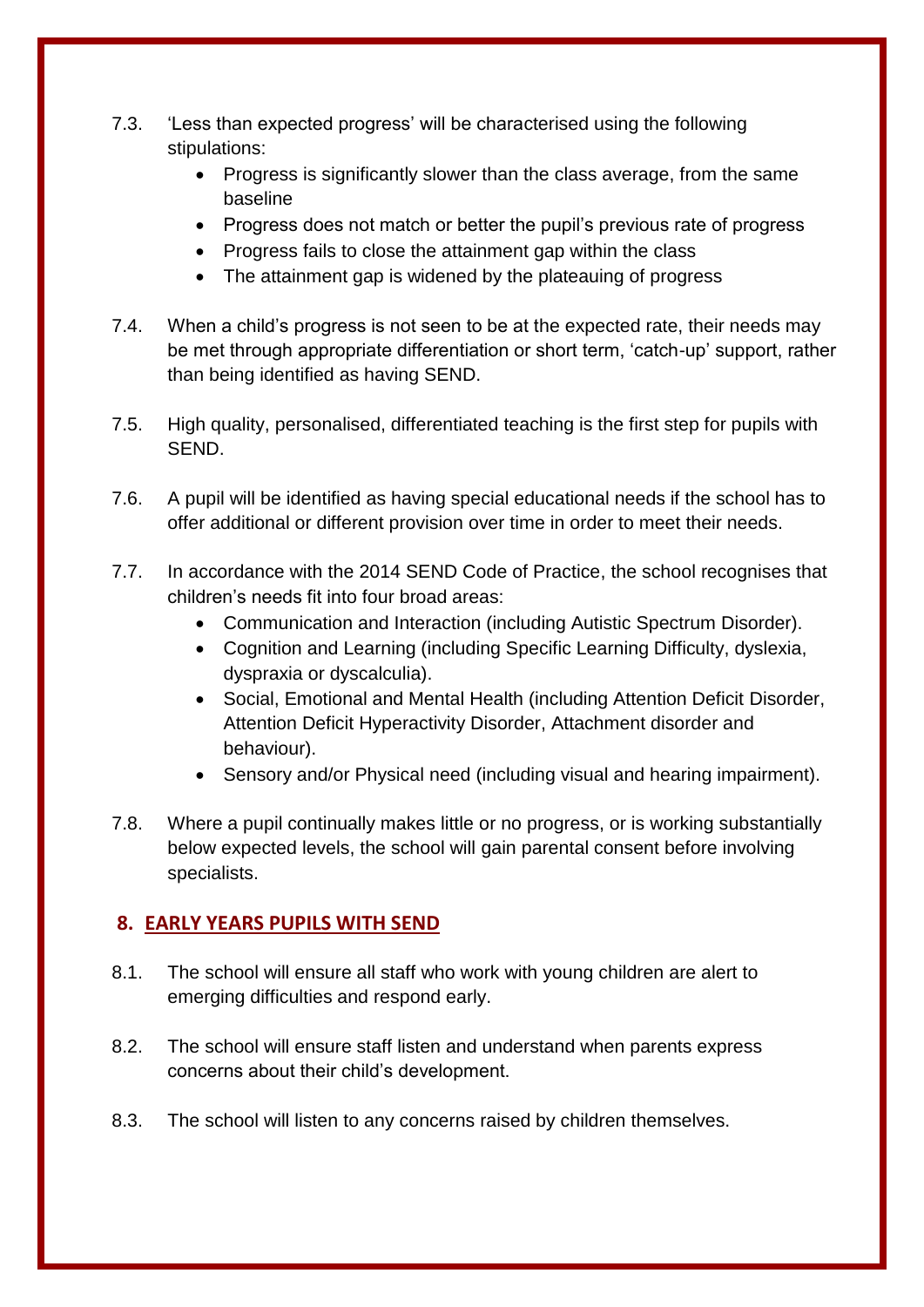7.3. ‘Less than expected progress’ will be characterised using the following stipulations:

- Progress is significantly slower than the class average, from the same baseline
- Progress does not match or better the pupil’s previous rate of progress
- Progress fails to close the attainment gap within the class
- The attainment gap is widened by the plateauing of progress

7.4. When a child’s progress is not seen to be at the expected rate, their needs may be met through appropriate differentiation or short term, ‘catch-up’ support, rather than being identified as having SEND.

7.5. High quality, personalised, differentiated teaching is the first step for pupils with SEND.

7.6. A pupil will be identified as having special educational needs if the school has to offer additional or different provision over time in order to meet their needs.

7.7. In accordance with the 2014 SEND Code of Practice, the school recognises that children’s needs fit into four broad areas:

- Communication and Interaction (including Autistic Spectrum Disorder).
- Cognition and Learning (including Specific Learning Difficulty, dyslexia, dyspraxia or dyscalculia).
- Social, Emotional and Mental Health (including Attention Deficit Disorder, Attention Deficit Hyperactivity Disorder, Attachment disorder and behaviour).
- Sensory and/or Physical need (including visual and hearing impairment).

7.8. Where a pupil continually makes little or no progress, or is working substantially below expected levels, the school will gain parental consent before involving specialists.

## 8. EARLY YEARS PUPILS WITH SEND

8.1. The school will ensure all staff who work with young children are alert to emerging difficulties and respond early.

8.2. The school will ensure staff listen and understand when parents express concerns about their child’s development.

8.3. The school will listen to any concerns raised by children themselves.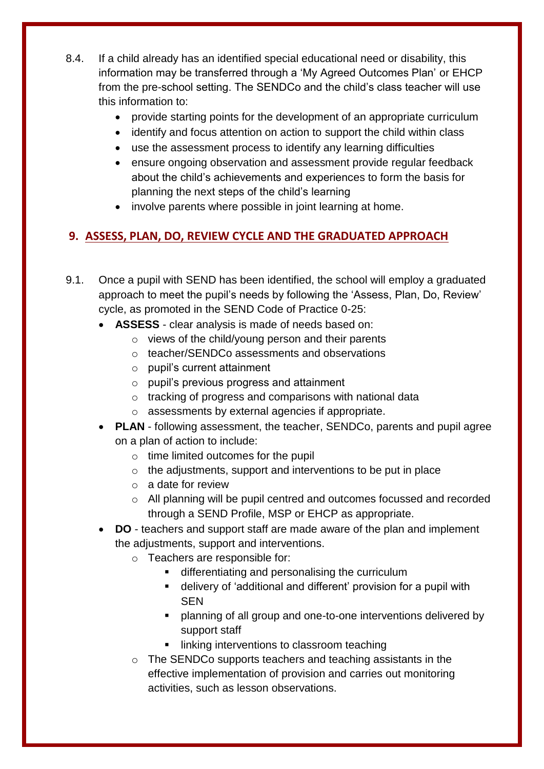8.4. If a child already has an identified special educational need or disability, this information may be transferred through a 'My Agreed Outcomes Plan' or EHCP from the pre-school setting. The SENDCo and the child's class teacher will use this information to:

- provide starting points for the development of an appropriate curriculum
- identify and focus attention on action to support the child within class
- use the assessment process to identify any learning difficulties
- ensure ongoing observation and assessment provide regular feedback about the child's achievements and experiences to form the basis for planning the next steps of the child's learning
- involve parents where possible in joint learning at home.

## 9. ASSESS, PLAN, DO, REVIEW CYCLE AND THE GRADUATED APPROACH

9.1. Once a pupil with SEND has been identified, the school will employ a graduated approach to meet the pupil's needs by following the 'Assess, Plan, Do, Review' cycle, as promoted in the SEND Code of Practice 0-25:

- **ASSESS** - clear analysis is made of needs based on:
  - views of the child/young person and their parents
  - teacher/SENDCo assessments and observations
  - pupil's current attainment
  - pupil's previous progress and attainment
  - tracking of progress and comparisons with national data
  - assessments by external agencies if appropriate.
- **PLAN** - following assessment, the teacher, SENDCo, parents and pupil agree on a plan of action to include:
  - time limited outcomes for the pupil
  - the adjustments, support and interventions to be put in place
  - a date for review
  - All planning will be pupil centred and outcomes focussed and recorded through a SEND Profile, MSP or EHCP as appropriate.
- **DO** - teachers and support staff are made aware of the plan and implement the adjustments, support and interventions.
  - Teachers are responsible for:
    - differentiating and personalising the curriculum
    - delivery of 'additional and different' provision for a pupil with SEN
    - planning of all group and one-to-one interventions delivered by support staff
    - linking interventions to classroom teaching
  - The SENDCo supports teachers and teaching assistants in the effective implementation of provision and carries out monitoring activities, such as lesson observations.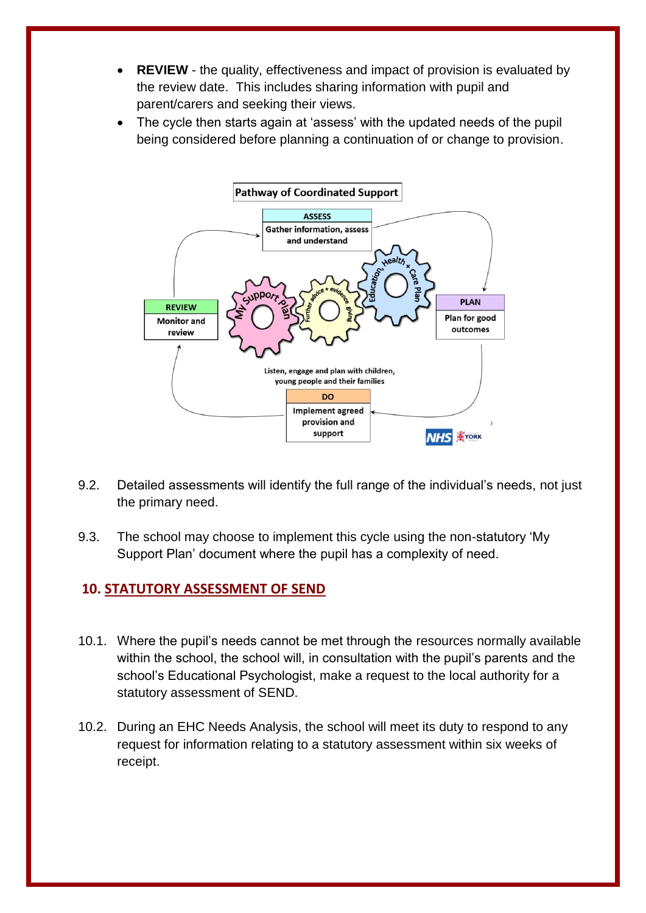- **REVIEW** - the quality, effectiveness and impact of provision is evaluated by the review date. This includes sharing information with pupil and parent/carers and seeking their views.
- The cycle then starts again at 'assess' with the updated needs of the pupil being considered before planning a continuation of or change to provision.

**Pathway of Coordinated Support**

**ASSESS** – Gather information, assess and understand

**PLAN** – Plan for good outcomes

**DO** – Implement agreed provision and support

**REVIEW** – Monitor and review

My Support Plan – Further advice + evidence giving – Education, Health + Care Plan

Listen, engage and plan with children, young people and their families

9.2. Detailed assessments will identify the full range of the individual's needs, not just the primary need.

9.3. The school may choose to implement this cycle using the non-statutory 'My Support Plan' document where the pupil has a complexity of need.

## 10. STATUTORY ASSESSMENT OF SEND

10.1. Where the pupil's needs cannot be met through the resources normally available within the school, the school will, in consultation with the pupil's parents and the school's Educational Psychologist, make a request to the local authority for a statutory assessment of SEND.

10.2. During an EHC Needs Analysis, the school will meet its duty to respond to any request for information relating to a statutory assessment within six weeks of receipt.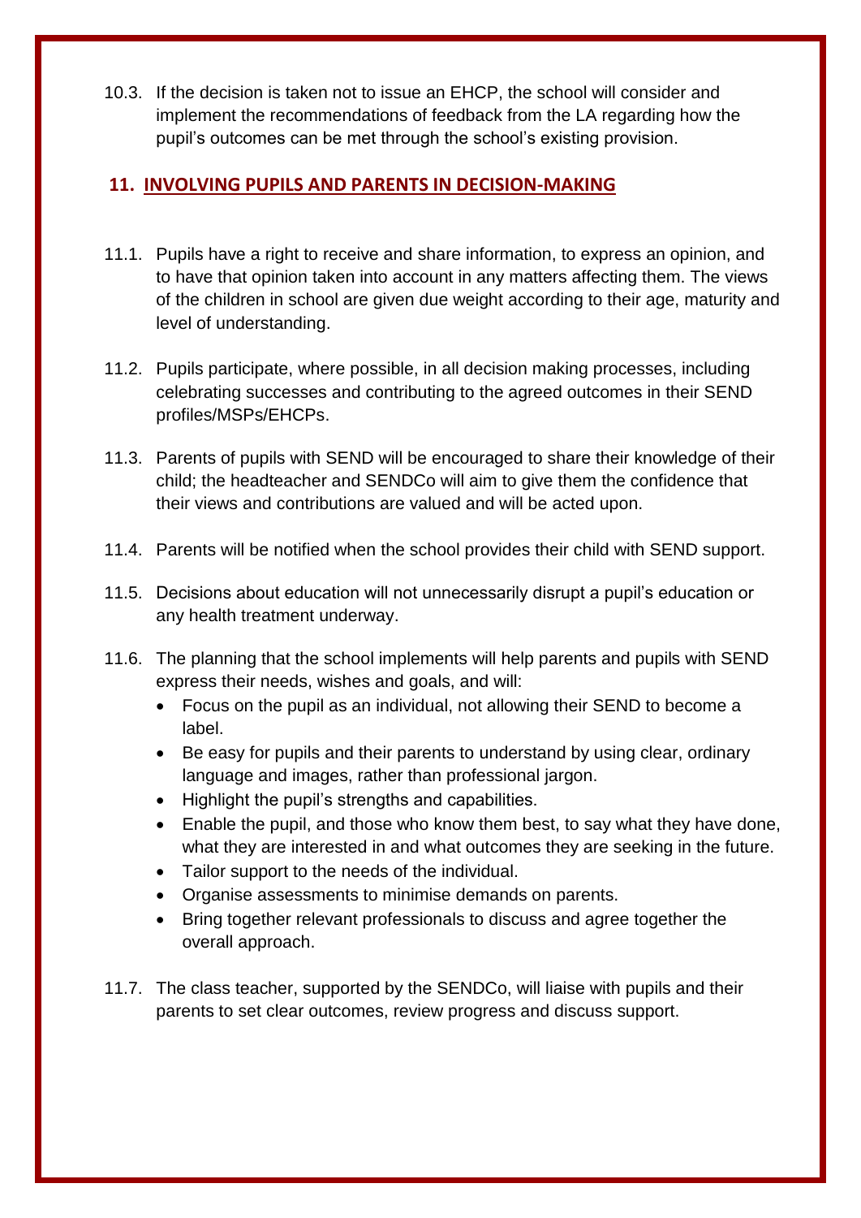10.3. If the decision is taken not to issue an EHCP, the school will consider and implement the recommendations of feedback from the LA regarding how the pupil's outcomes can be met through the school's existing provision.

## 11. INVOLVING PUPILS AND PARENTS IN DECISION-MAKING

11.1. Pupils have a right to receive and share information, to express an opinion, and to have that opinion taken into account in any matters affecting them. The views of the children in school are given due weight according to their age, maturity and level of understanding.

11.2. Pupils participate, where possible, in all decision making processes, including celebrating successes and contributing to the agreed outcomes in their SEND profiles/MSPs/EHCPs.

11.3. Parents of pupils with SEND will be encouraged to share their knowledge of their child; the headteacher and SENDCo will aim to give them the confidence that their views and contributions are valued and will be acted upon.

11.4. Parents will be notified when the school provides their child with SEND support.

11.5. Decisions about education will not unnecessarily disrupt a pupil's education or any health treatment underway.

11.6. The planning that the school implements will help parents and pupils with SEND express their needs, wishes and goals, and will:

- Focus on the pupil as an individual, not allowing their SEND to become a label.
- Be easy for pupils and their parents to understand by using clear, ordinary language and images, rather than professional jargon.
- Highlight the pupil's strengths and capabilities.
- Enable the pupil, and those who know them best, to say what they have done, what they are interested in and what outcomes they are seeking in the future.
- Tailor support to the needs of the individual.
- Organise assessments to minimise demands on parents.
- Bring together relevant professionals to discuss and agree together the overall approach.

11.7. The class teacher, supported by the SENDCo, will liaise with pupils and their parents to set clear outcomes, review progress and discuss support.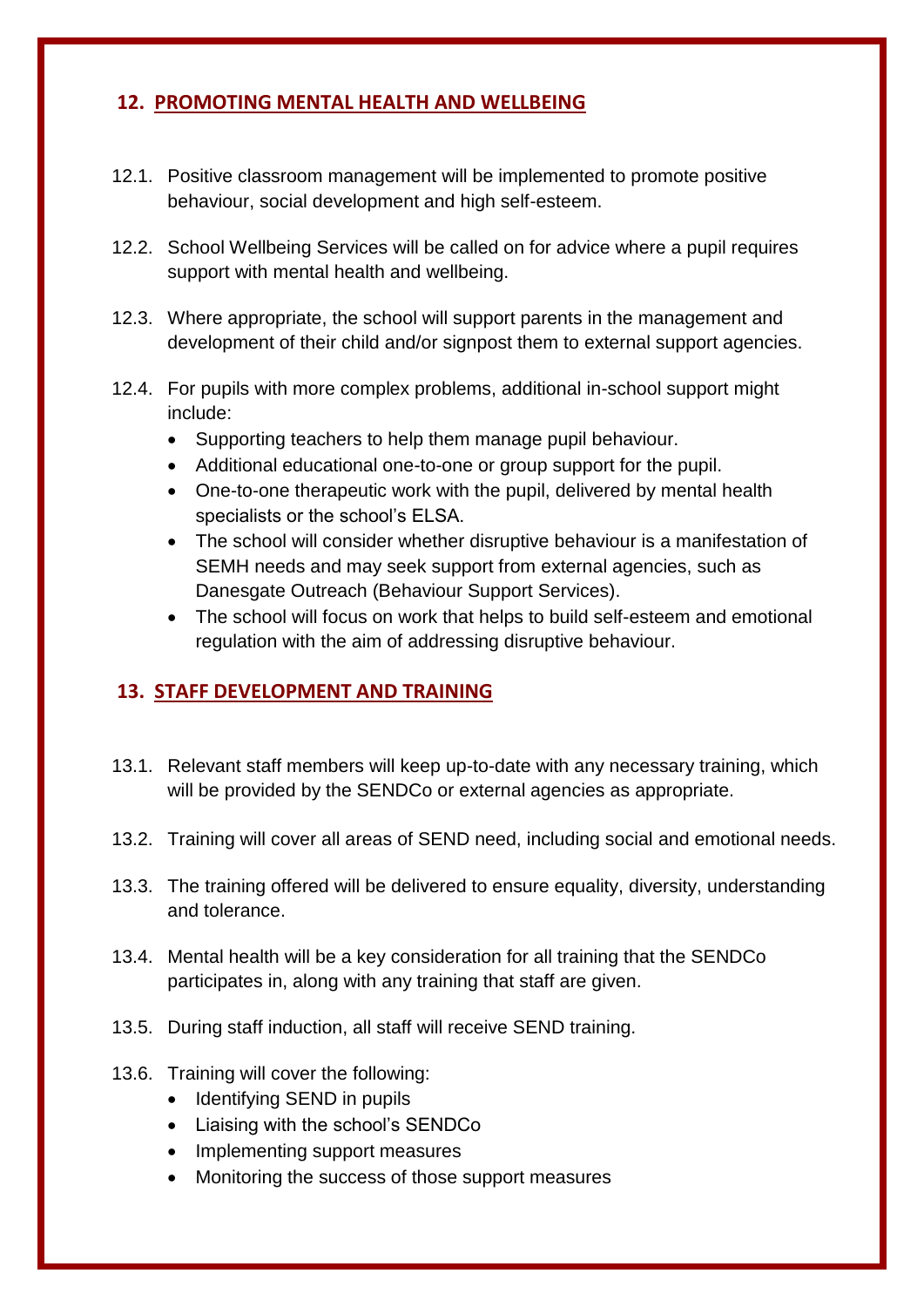## 12. PROMOTING MENTAL HEALTH AND WELLBEING

12.1. Positive classroom management will be implemented to promote positive behaviour, social development and high self-esteem.

12.2. School Wellbeing Services will be called on for advice where a pupil requires support with mental health and wellbeing.

12.3. Where appropriate, the school will support parents in the management and development of their child and/or signpost them to external support agencies.

12.4. For pupils with more complex problems, additional in-school support might include:

- Supporting teachers to help them manage pupil behaviour.
- Additional educational one-to-one or group support for the pupil.
- One-to-one therapeutic work with the pupil, delivered by mental health specialists or the school's ELSA.
- The school will consider whether disruptive behaviour is a manifestation of SEMH needs and may seek support from external agencies, such as Danesgate Outreach (Behaviour Support Services).
- The school will focus on work that helps to build self-esteem and emotional regulation with the aim of addressing disruptive behaviour.

## 13. STAFF DEVELOPMENT AND TRAINING

13.1. Relevant staff members will keep up-to-date with any necessary training, which will be provided by the SENDCo or external agencies as appropriate.

13.2. Training will cover all areas of SEND need, including social and emotional needs.

13.3. The training offered will be delivered to ensure equality, diversity, understanding and tolerance.

13.4. Mental health will be a key consideration for all training that the SENDCo participates in, along with any training that staff are given.

13.5. During staff induction, all staff will receive SEND training.

13.6. Training will cover the following:

- Identifying SEND in pupils
- Liaising with the school's SENDCo
- Implementing support measures
- Monitoring the success of those support measures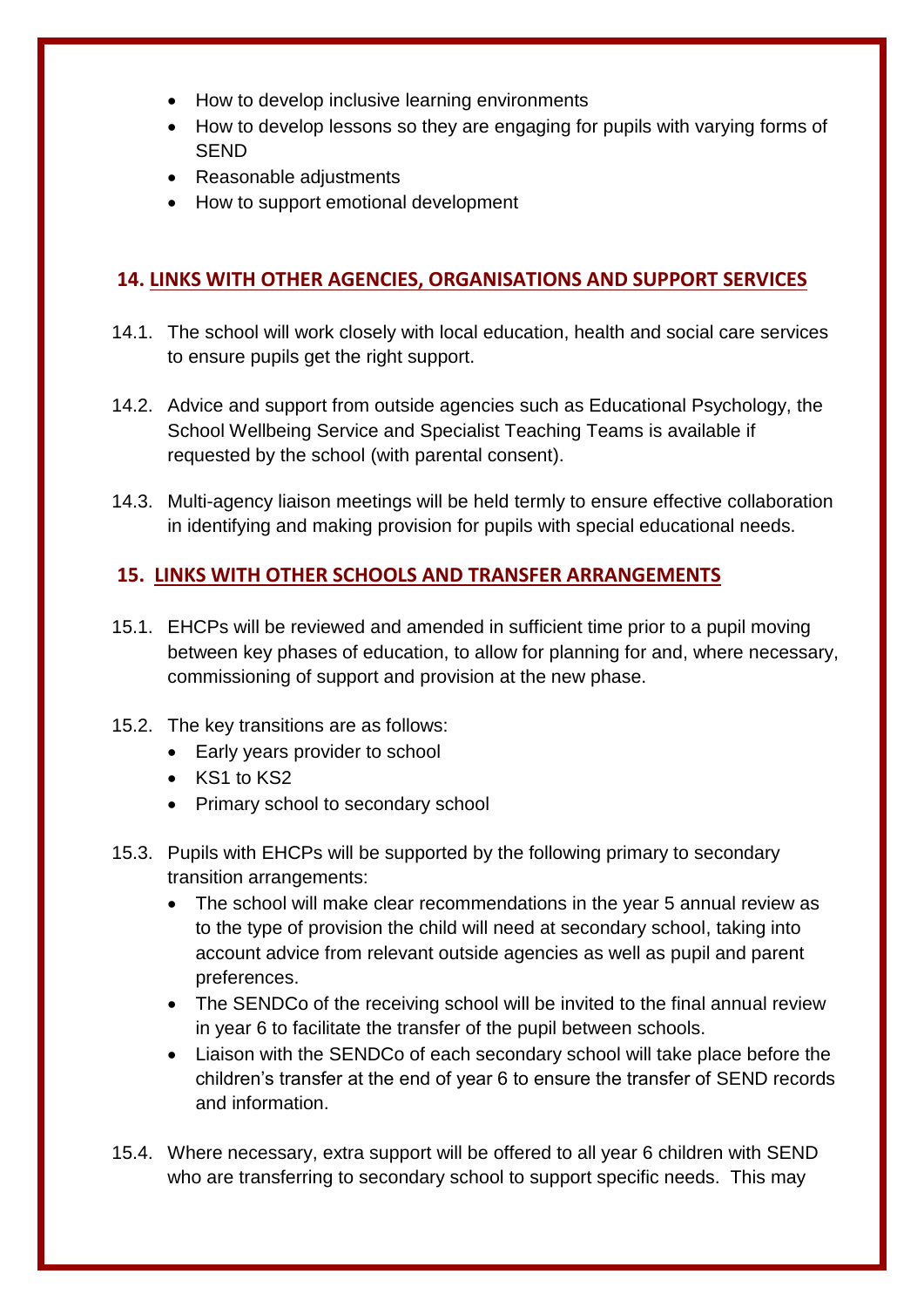- How to develop inclusive learning environments
- How to develop lessons so they are engaging for pupils with varying forms of SEND
- Reasonable adjustments
- How to support emotional development

## 14. LINKS WITH OTHER AGENCIES, ORGANISATIONS AND SUPPORT SERVICES

14.1. The school will work closely with local education, health and social care services to ensure pupils get the right support.

14.2. Advice and support from outside agencies such as Educational Psychology, the School Wellbeing Service and Specialist Teaching Teams is available if requested by the school (with parental consent).

14.3. Multi-agency liaison meetings will be held termly to ensure effective collaboration in identifying and making provision for pupils with special educational needs.

## 15. LINKS WITH OTHER SCHOOLS AND TRANSFER ARRANGEMENTS

15.1. EHCPs will be reviewed and amended in sufficient time prior to a pupil moving between key phases of education, to allow for planning for and, where necessary, commissioning of support and provision at the new phase.

15.2. The key transitions are as follows:

- Early years provider to school
- KS1 to KS2
- Primary school to secondary school

15.3. Pupils with EHCPs will be supported by the following primary to secondary transition arrangements:

- The school will make clear recommendations in the year 5 annual review as to the type of provision the child will need at secondary school, taking into account advice from relevant outside agencies as well as pupil and parent preferences.
- The SENDCo of the receiving school will be invited to the final annual review in year 6 to facilitate the transfer of the pupil between schools.
- Liaison with the SENDCo of each secondary school will take place before the children's transfer at the end of year 6 to ensure the transfer of SEND records and information.

15.4. Where necessary, extra support will be offered to all year 6 children with SEND who are transferring to secondary school to support specific needs. This may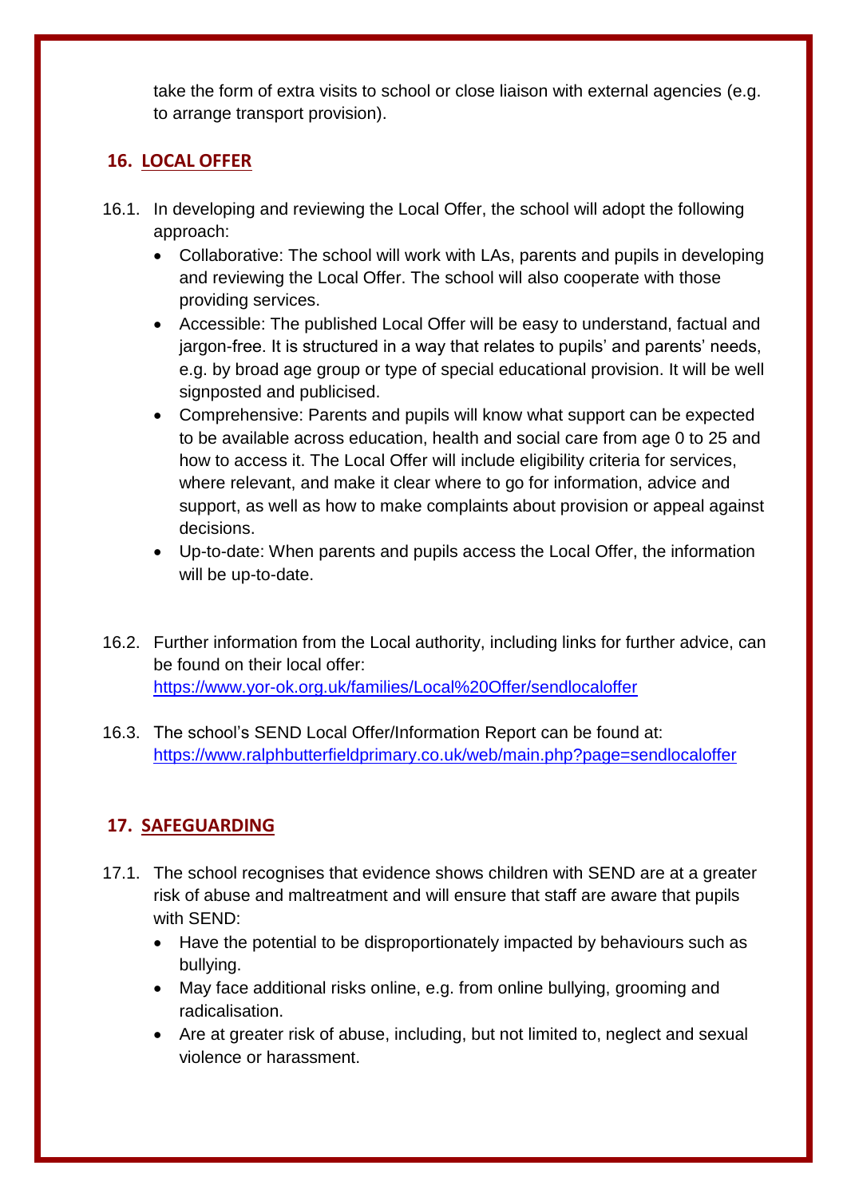take the form of extra visits to school or close liaison with external agencies (e.g. to arrange transport provision).

## 16. LOCAL OFFER

16.1. In developing and reviewing the Local Offer, the school will adopt the following approach:

- Collaborative: The school will work with LAs, parents and pupils in developing and reviewing the Local Offer. The school will also cooperate with those providing services.
- Accessible: The published Local Offer will be easy to understand, factual and jargon-free. It is structured in a way that relates to pupils' and parents' needs, e.g. by broad age group or type of special educational provision. It will be well signposted and publicised.
- Comprehensive: Parents and pupils will know what support can be expected to be available across education, health and social care from age 0 to 25 and how to access it. The Local Offer will include eligibility criteria for services, where relevant, and make it clear where to go for information, advice and support, as well as how to make complaints about provision or appeal against decisions.
- Up-to-date: When parents and pupils access the Local Offer, the information will be up-to-date.

16.2. Further information from the Local authority, including links for further advice, can be found on their local offer: [https://www.yor-ok.org.uk/families/Local%20Offer/sendlocaloffer](https://www.yor-ok.org.uk/families/Local%20Offer/sendlocaloffer)

16.3. The school's SEND Local Offer/Information Report can be found at: [https://www.ralphbutterfieldprimary.co.uk/web/main.php?page=sendlocaloffer](https://www.ralphbutterfieldprimary.co.uk/web/main.php?page=sendlocaloffer)

## 17. SAFEGUARDING

17.1. The school recognises that evidence shows children with SEND are at a greater risk of abuse and maltreatment and will ensure that staff are aware that pupils with SEND:

- Have the potential to be disproportionately impacted by behaviours such as bullying.
- May face additional risks online, e.g. from online bullying, grooming and radicalisation.
- Are at greater risk of abuse, including, but not limited to, neglect and sexual violence or harassment.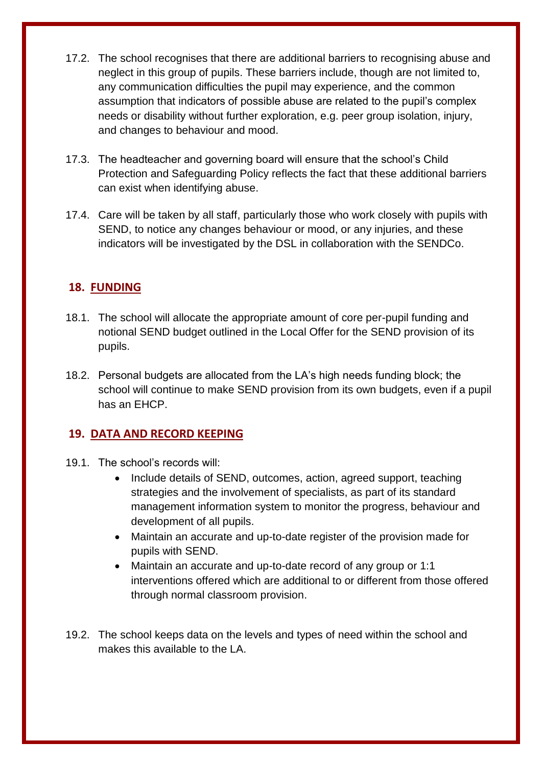17.2. The school recognises that there are additional barriers to recognising abuse and neglect in this group of pupils. These barriers include, though are not limited to, any communication difficulties the pupil may experience, and the common assumption that indicators of possible abuse are related to the pupil's complex needs or disability without further exploration, e.g. peer group isolation, injury, and changes to behaviour and mood.

17.3. The headteacher and governing board will ensure that the school's Child Protection and Safeguarding Policy reflects the fact that these additional barriers can exist when identifying abuse.

17.4. Care will be taken by all staff, particularly those who work closely with pupils with SEND, to notice any changes behaviour or mood, or any injuries, and these indicators will be investigated by the DSL in collaboration with the SENDCo.

## 18. FUNDING

18.1. The school will allocate the appropriate amount of core per-pupil funding and notional SEND budget outlined in the Local Offer for the SEND provision of its pupils.

18.2. Personal budgets are allocated from the LA's high needs funding block; the school will continue to make SEND provision from its own budgets, even if a pupil has an EHCP.

## 19. DATA AND RECORD KEEPING

19.1. The school's records will:

- Include details of SEND, outcomes, action, agreed support, teaching strategies and the involvement of specialists, as part of its standard management information system to monitor the progress, behaviour and development of all pupils.
- Maintain an accurate and up-to-date register of the provision made for pupils with SEND.
- Maintain an accurate and up-to-date record of any group or 1:1 interventions offered which are additional to or different from those offered through normal classroom provision.

19.2. The school keeps data on the levels and types of need within the school and makes this available to the LA.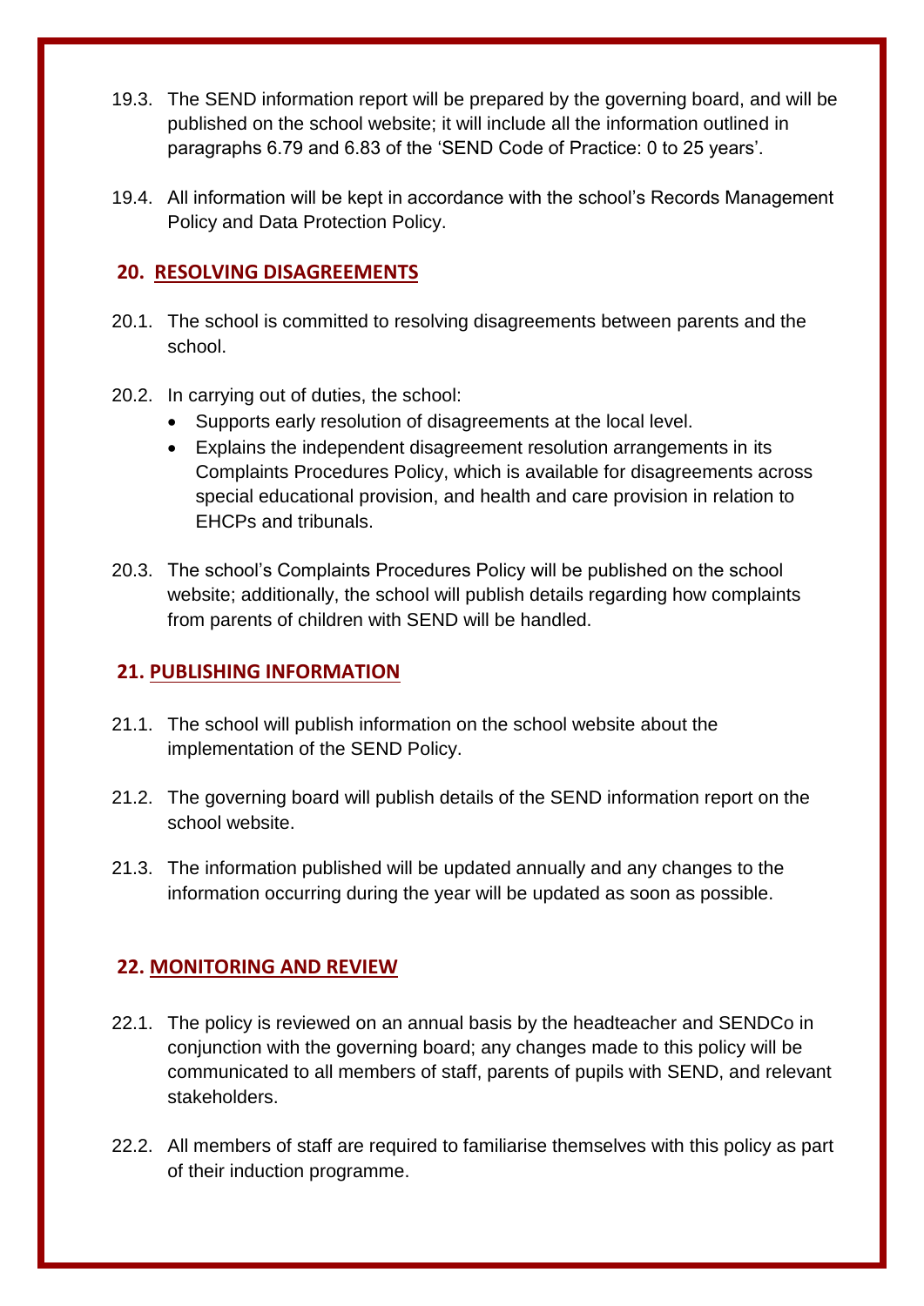19.3. The SEND information report will be prepared by the governing board, and will be published on the school website; it will include all the information outlined in paragraphs 6.79 and 6.83 of the 'SEND Code of Practice: 0 to 25 years'.

19.4. All information will be kept in accordance with the school's Records Management Policy and Data Protection Policy.

## 20. RESOLVING DISAGREEMENTS

20.1. The school is committed to resolving disagreements between parents and the school.

20.2. In carrying out of duties, the school:

- Supports early resolution of disagreements at the local level.
- Explains the independent disagreement resolution arrangements in its Complaints Procedures Policy, which is available for disagreements across special educational provision, and health and care provision in relation to EHCPs and tribunals.

20.3. The school's Complaints Procedures Policy will be published on the school website; additionally, the school will publish details regarding how complaints from parents of children with SEND will be handled.

## 21. PUBLISHING INFORMATION

21.1. The school will publish information on the school website about the implementation of the SEND Policy.

21.2. The governing board will publish details of the SEND information report on the school website.

21.3. The information published will be updated annually and any changes to the information occurring during the year will be updated as soon as possible.

## 22. MONITORING AND REVIEW

22.1. The policy is reviewed on an annual basis by the headteacher and SENDCo in conjunction with the governing board; any changes made to this policy will be communicated to all members of staff, parents of pupils with SEND, and relevant stakeholders.

22.2. All members of staff are required to familiarise themselves with this policy as part of their induction programme.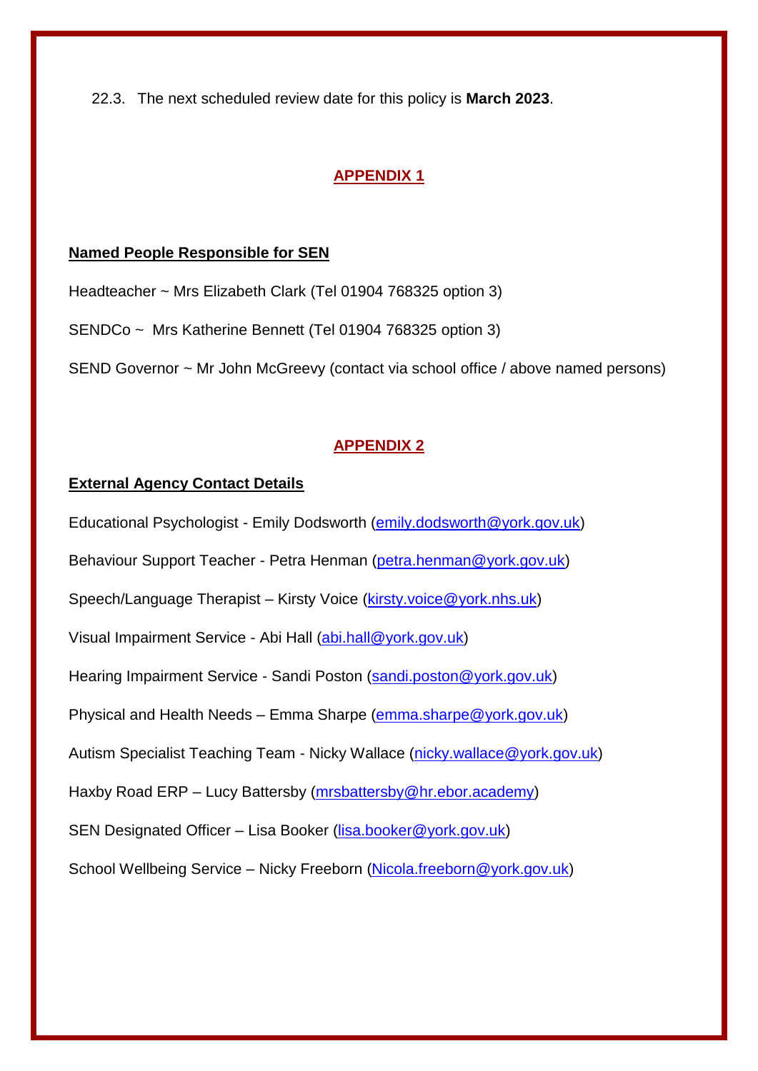22.3. The next scheduled review date for this policy is **March 2023**.

## APPENDIX 1

### Named People Responsible for SEN

Headteacher ~ Mrs Elizabeth Clark (Tel 01904 768325 option 3)

SENDCo ~ Mrs Katherine Bennett (Tel 01904 768325 option 3)

SEND Governor ~ Mr John McGreevy (contact via school office / above named persons)

## APPENDIX 2

### External Agency Contact Details

Educational Psychologist - Emily Dodsworth (emily.dodsworth@york.gov.uk)

Behaviour Support Teacher - Petra Henman (petra.henman@york.gov.uk)

Speech/Language Therapist – Kirsty Voice (kirsty.voice@york.nhs.uk)

Visual Impairment Service - Abi Hall (abi.hall@york.gov.uk)

Hearing Impairment Service - Sandi Poston (sandi.poston@york.gov.uk)

Physical and Health Needs – Emma Sharpe (emma.sharpe@york.gov.uk)

Autism Specialist Teaching Team - Nicky Wallace (nicky.wallace@york.gov.uk)

Haxby Road ERP – Lucy Battersby (mrsbattersby@hr.ebor.academy)

SEN Designated Officer – Lisa Booker (lisa.booker@york.gov.uk)

School Wellbeing Service – Nicky Freeborn (Nicola.freeborn@york.gov.uk)